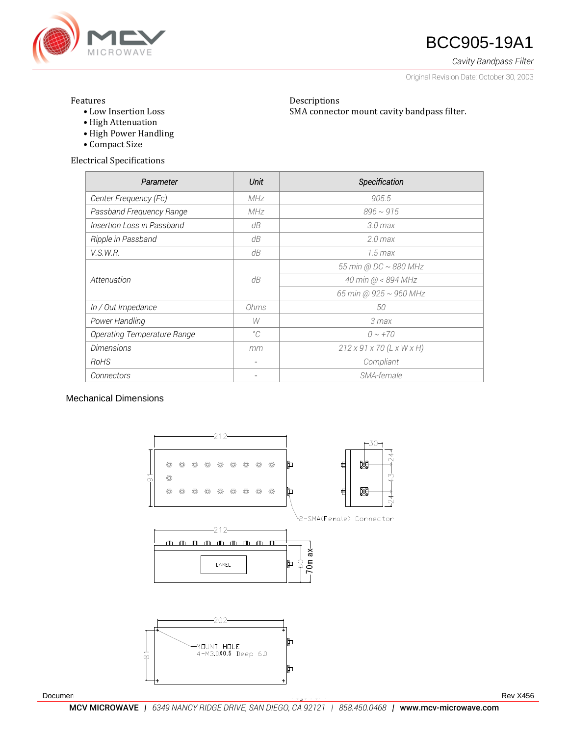# BCC905-19A1

*Cavity Bandpass Filter*

Original Revision Date: October 30, 2003

Features
- Low Insertion Loss
- High Attenuation
- High Power Handling
- Compact Size

Descriptions

SMA connector mount cavity bandpass filter.

Electrical Specifications

| Parameter | Unit | Specification |
|---|---|---|
| Center Frequency (Fc) | MHz | 905.5 |
| Passband Frequency Range | MHz | 896 ~ 915 |
| Insertion Loss in Passband | dB | 3.0 max |
| Ripple in Passband | dB | 2.0 max |
| V.S.W.R. | dB | 1.5 max |
| Attenuation | dB | 55 min @ DC ~ 880 MHz |
| | | 40 min @ < 894 MHz |
| | | 65 min @ 925 ~ 960 MHz |
| In / Out Impedance | Ohms | 50 |
| Power Handling | W | 3 max |
| Operating Temperature Range | °C | 0 ~ +70 |
| Dimensions | mm | 212 x 91 x 70 (L x W x H) |
| RoHS | - | Compliant |
| Connectors | - | SMA-female |

Mechanical Dimensions

212, 91, 30, 24, 43, 24, 2-SMA(Female) Connector

212, LABEL, 60, 70max

202, 81, MOUNT HOLE 4-M3.0X0.5 Deep 6.0

Document | Rev X456

**MCV MICROWAVE** | *6349 NANCY RIDGE DRIVE, SAN DIEGO, CA 92121* | *858.450.0468* | **www.mcv-microwave.com**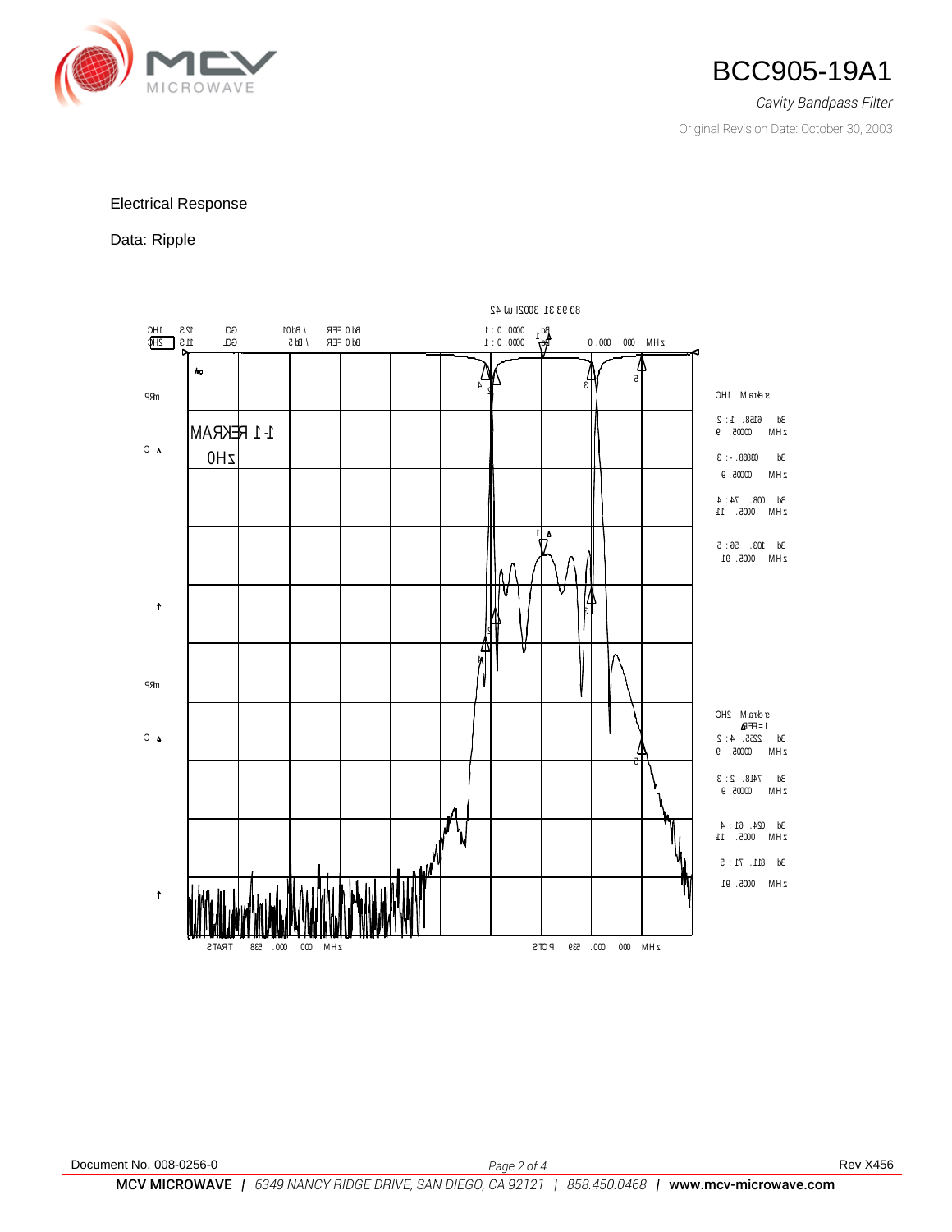Electrical Response

Data: Ripple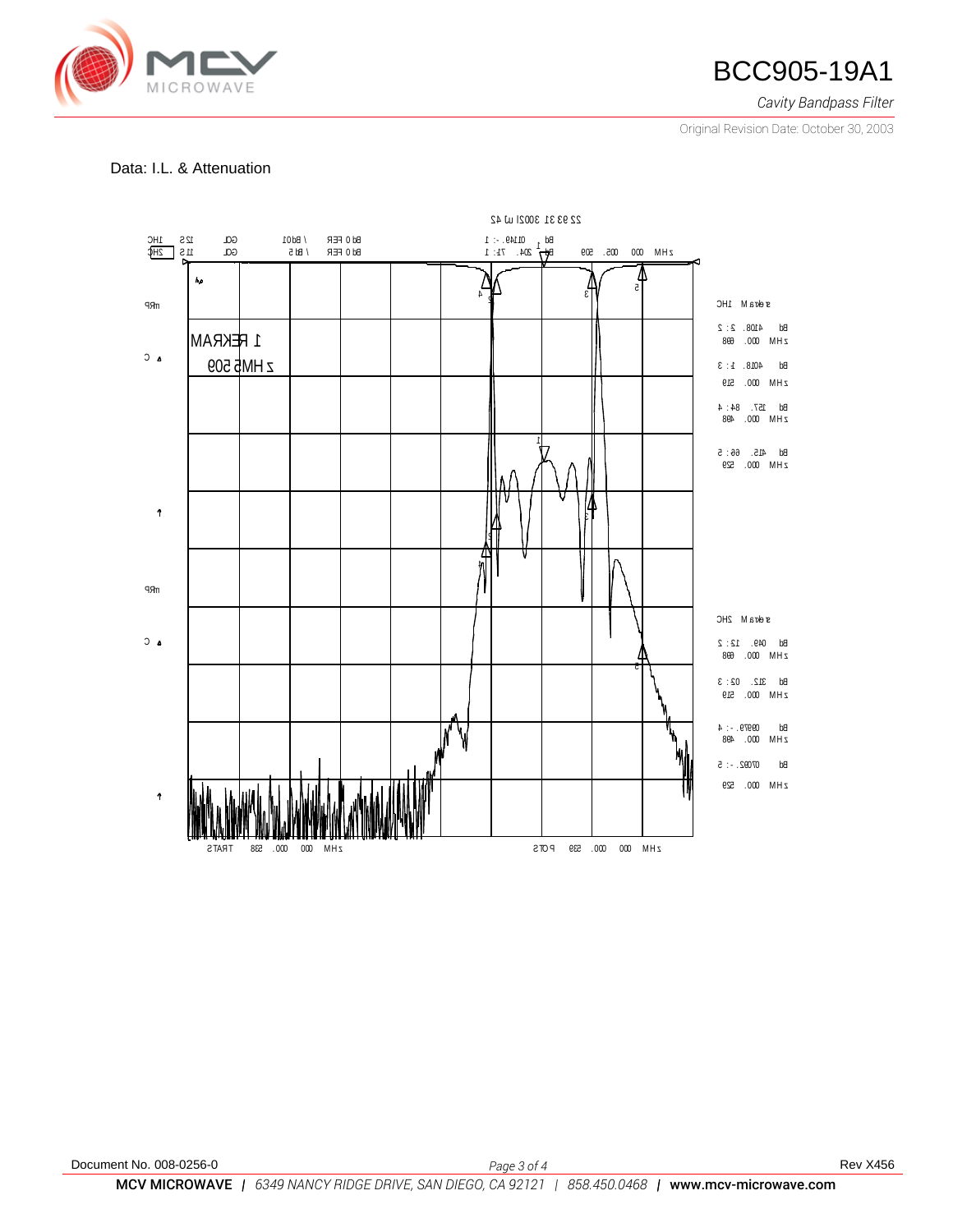Data: I.L. & Attenuation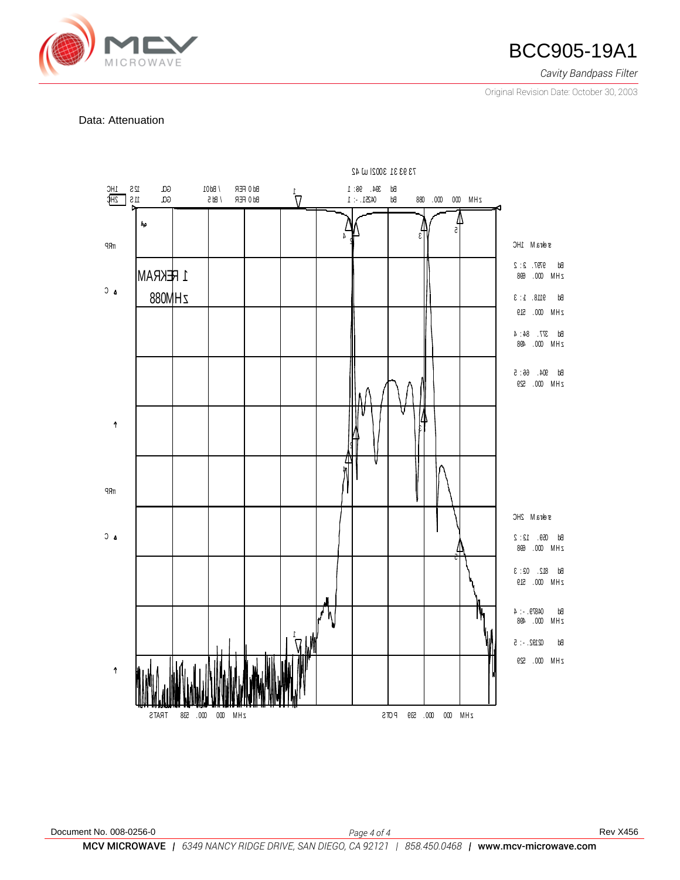Data: Attenuation

73 93 31 3002I IJ 42

CH1 S21 LOG 10 dB / REF 0 dB

CH2 S11 LOG 5 dB / REF 0 dB

1: -.12540 dB 880 .000 000 MHz

1: 98. 394. dB

MARKER 1

880MHz

START 858 .000 000 MHz

STOP 895 .000 000 MHz

CH1 Markers

2: 2. 9767. dB 868 .000 MHz

3: 1. 9118. dB 915 .000 MHz

4: 48. 377. dB 864 .000 MHz

5: 66. 904. dB 925 .000 MHz

CH2 Markers

2: 12. 069. dB 868 .000 MHz

3: 20. 812. dB 915 .000 MHz

4: -.07840 dB 864 .000 MHz

5: -.02120 dB 925 .000 MHz